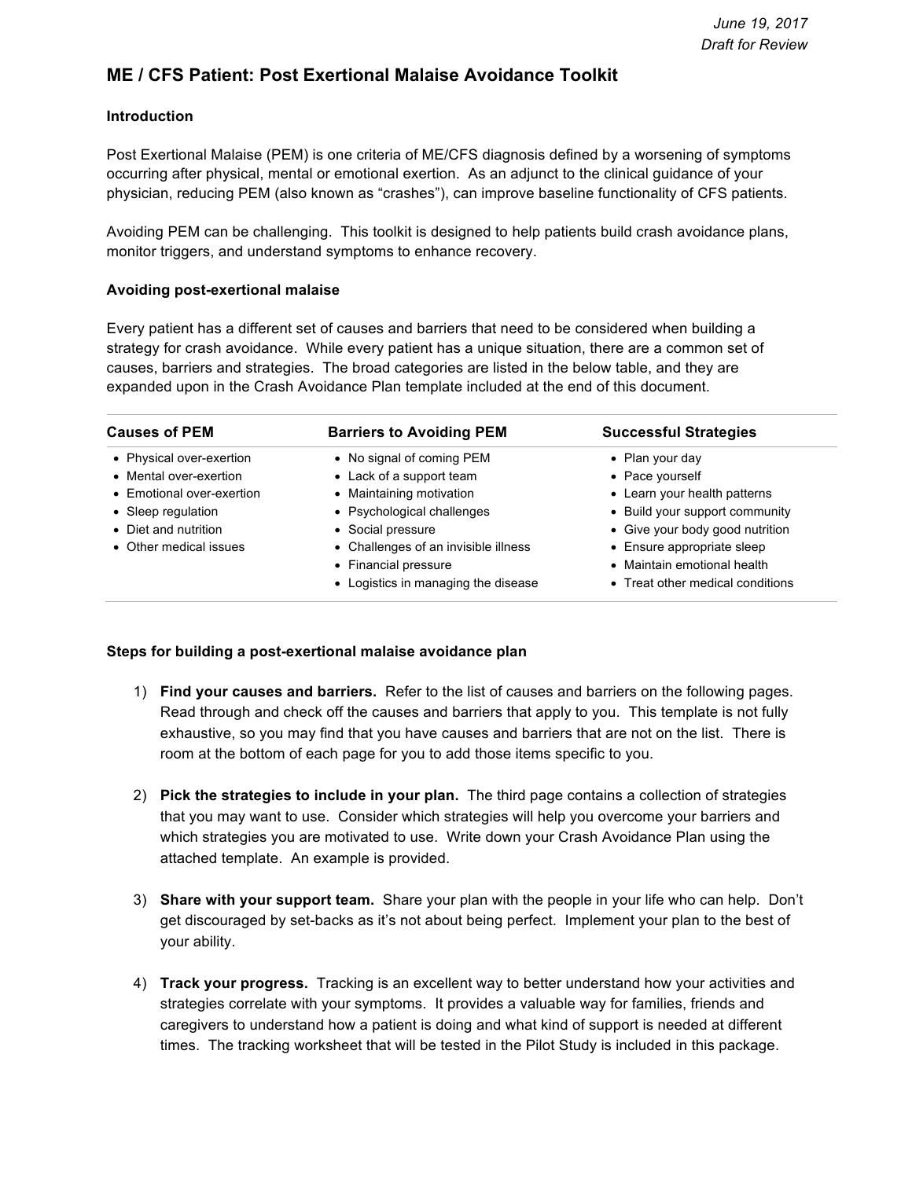*June 19, 2017*
*Draft for Review*

# ME / CFS Patient: Post Exertional Malaise Avoidance Toolkit

### Introduction

Post Exertional Malaise (PEM) is one criteria of ME/CFS diagnosis defined by a worsening of symptoms occurring after physical, mental or emotional exertion. As an adjunct to the clinical guidance of your physician, reducing PEM (also known as "crashes"), can improve baseline functionality of CFS patients.

Avoiding PEM can be challenging. This toolkit is designed to help patients build crash avoidance plans, monitor triggers, and understand symptoms to enhance recovery.

### Avoiding post-exertional malaise

Every patient has a different set of causes and barriers that need to be considered when building a strategy for crash avoidance. While every patient has a unique situation, there are a common set of causes, barriers and strategies. The broad categories are listed in the below table, and they are expanded upon in the Crash Avoidance Plan template included at the end of this document.

| Causes of PEM | Barriers to Avoiding PEM | Successful Strategies |
|---|---|---|
| • Physical over-exertion | • No signal of coming PEM | • Plan your day |
| • Mental over-exertion | • Lack of a support team | • Pace yourself |
| • Emotional over-exertion | • Maintaining motivation | • Learn your health patterns |
| • Sleep regulation | • Psychological challenges | • Build your support community |
| • Diet and nutrition | • Social pressure | • Give your body good nutrition |
| • Other medical issues | • Challenges of an invisible illness | • Ensure appropriate sleep |
| | • Financial pressure | • Maintain emotional health |
| | • Logistics in managing the disease | • Treat other medical conditions |

### Steps for building a post-exertional malaise avoidance plan

1) **Find your causes and barriers.** Refer to the list of causes and barriers on the following pages. Read through and check off the causes and barriers that apply to you. This template is not fully exhaustive, so you may find that you have causes and barriers that are not on the list. There is room at the bottom of each page for you to add those items specific to you.

2) **Pick the strategies to include in your plan.** The third page contains a collection of strategies that you may want to use. Consider which strategies will help you overcome your barriers and which strategies you are motivated to use. Write down your Crash Avoidance Plan using the attached template. An example is provided.

3) **Share with your support team.** Share your plan with the people in your life who can help. Don't get discouraged by set-backs as it's not about being perfect. Implement your plan to the best of your ability.

4) **Track your progress.** Tracking is an excellent way to better understand how your activities and strategies correlate with your symptoms. It provides a valuable way for families, friends and caregivers to understand how a patient is doing and what kind of support is needed at different times. The tracking worksheet that will be tested in the Pilot Study is included in this package.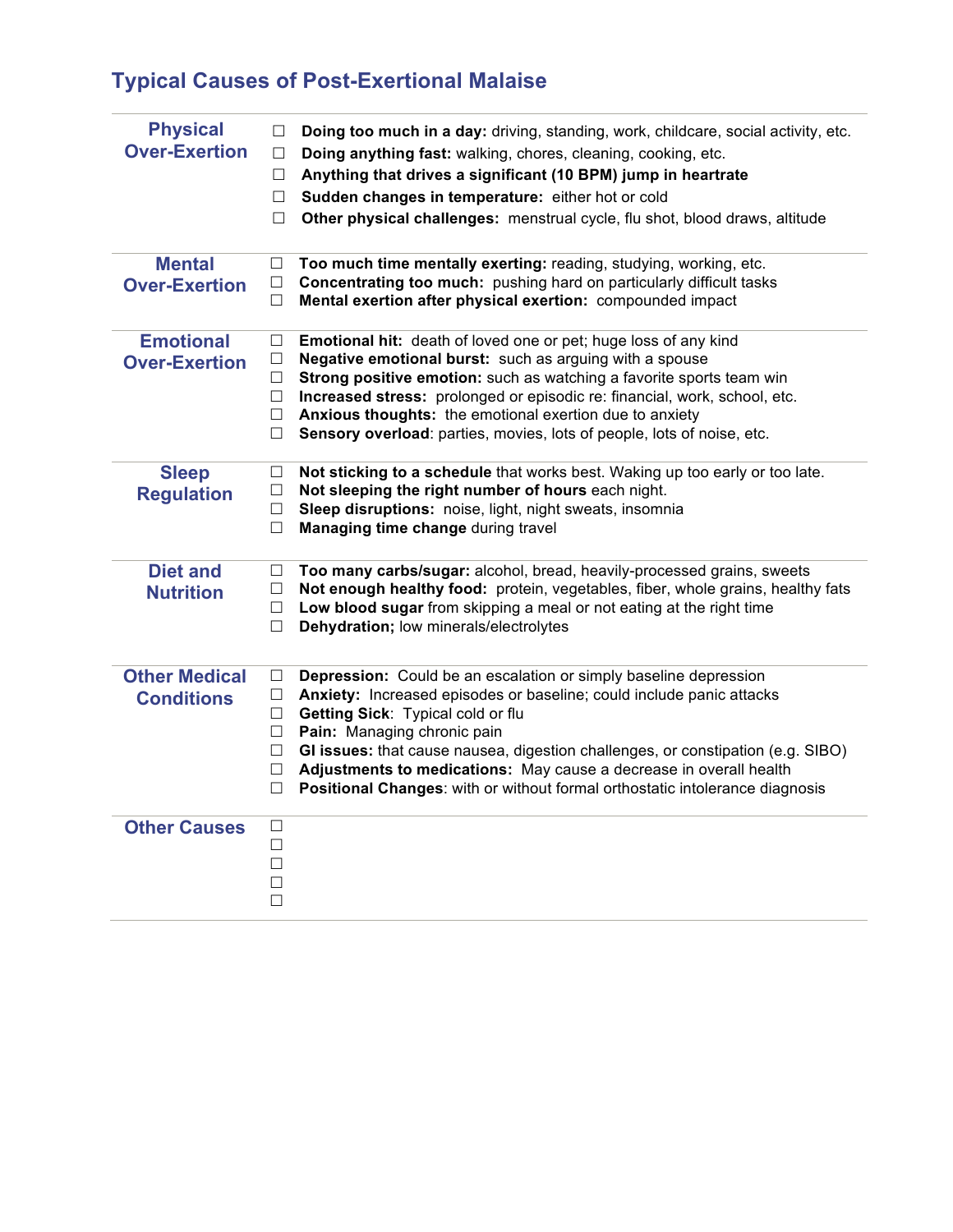## Typical Causes of Post-Exertional Malaise

| | |
|---|---|
| **Physical Over-Exertion** | ☐ **Doing too much in a day:** driving, standing, work, childcare, social activity, etc.<br>☐ **Doing anything fast:** walking, chores, cleaning, cooking, etc.<br>☐ **Anything that drives a significant (10 BPM) jump in heartrate**<br>☐ **Sudden changes in temperature:** either hot or cold<br>☐ **Other physical challenges:** menstrual cycle, flu shot, blood draws, altitude |
| **Mental Over-Exertion** | ☐ **Too much time mentally exerting:** reading, studying, working, etc.<br>☐ **Concentrating too much:** pushing hard on particularly difficult tasks<br>☐ **Mental exertion after physical exertion:** compounded impact |
| **Emotional Over-Exertion** | ☐ **Emotional hit:** death of loved one or pet; huge loss of any kind<br>☐ **Negative emotional burst:** such as arguing with a spouse<br>☐ **Strong positive emotion:** such as watching a favorite sports team win<br>☐ **Increased stress:** prolonged or episodic re: financial, work, school, etc.<br>☐ **Anxious thoughts:** the emotional exertion due to anxiety<br>☐ **Sensory overload**: parties, movies, lots of people, lots of noise, etc. |
| **Sleep Regulation** | ☐ **Not sticking to a schedule** that works best. Waking up too early or too late.<br>☐ **Not sleeping the right number of hours** each night.<br>☐ **Sleep disruptions:** noise, light, night sweats, insomnia<br>☐ **Managing time change** during travel |
| **Diet and Nutrition** | ☐ **Too many carbs/sugar:** alcohol, bread, heavily-processed grains, sweets<br>☐ **Not enough healthy food:** protein, vegetables, fiber, whole grains, healthy fats<br>☐ **Low blood sugar** from skipping a meal or not eating at the right time<br>☐ **Dehydration;** low minerals/electrolytes |
| **Other Medical Conditions** | ☐ **Depression:** Could be an escalation or simply baseline depression<br>☐ **Anxiety:** Increased episodes or baseline; could include panic attacks<br>☐ **Getting Sick**: Typical cold or flu<br>☐ **Pain:** Managing chronic pain<br>☐ **GI issues:** that cause nausea, digestion challenges, or constipation (e.g. SIBO)<br>☐ **Adjustments to medications:** May cause a decrease in overall health<br>☐ **Positional Changes**: with or without formal orthostatic intolerance diagnosis |
| **Other Causes** | ☐<br>☐<br>☐<br>☐<br>☐ |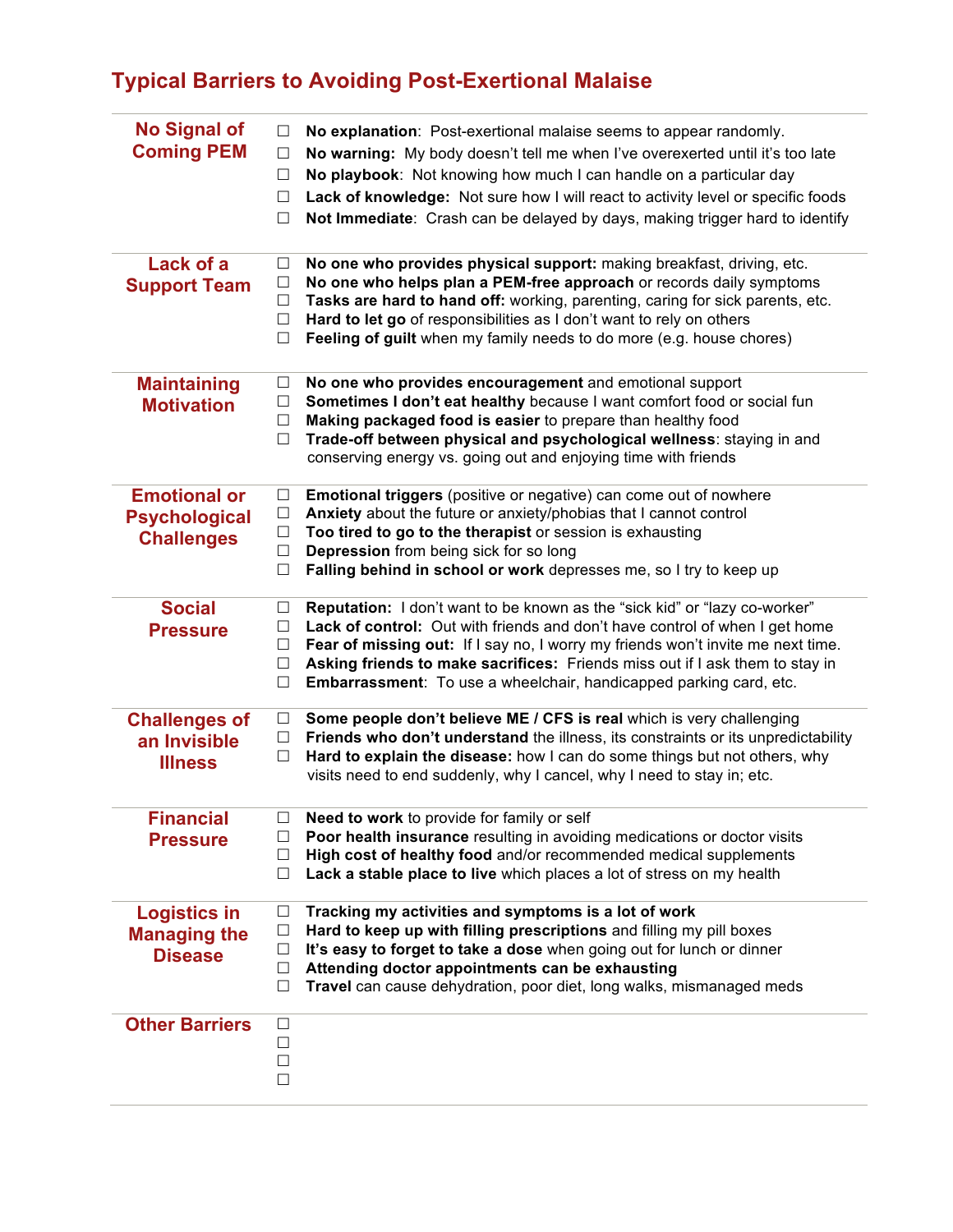# Typical Barriers to Avoiding Post-Exertional Malaise

| Category | Barriers |
|---|---|
| **No Signal of Coming PEM** | ☐ **No explanation**: Post-exertional malaise seems to appear randomly.<br>☐ **No warning:** My body doesn't tell me when I've overexerted until it's too late<br>☐ **No playbook**: Not knowing how much I can handle on a particular day<br>☐ **Lack of knowledge:** Not sure how I will react to activity level or specific foods<br>☐ **Not Immediate**: Crash can be delayed by days, making trigger hard to identify |
| **Lack of a Support Team** | ☐ **No one who provides physical support:** making breakfast, driving, etc.<br>☐ **No one who helps plan a PEM-free approach** or records daily symptoms<br>☐ **Tasks are hard to hand off:** working, parenting, caring for sick parents, etc.<br>☐ **Hard to let go** of responsibilities as I don't want to rely on others<br>☐ **Feeling of guilt** when my family needs to do more (e.g. house chores) |
| **Maintaining Motivation** | ☐ **No one who provides encouragement** and emotional support<br>☐ **Sometimes I don't eat healthy** because I want comfort food or social fun<br>☐ **Making packaged food is easier** to prepare than healthy food<br>☐ **Trade-off between physical and psychological wellness**: staying in and conserving energy vs. going out and enjoying time with friends |
| **Emotional or Psychological Challenges** | ☐ **Emotional triggers** (positive or negative) can come out of nowhere<br>☐ **Anxiety** about the future or anxiety/phobias that I cannot control<br>☐ **Too tired to go to the therapist** or session is exhausting<br>☐ **Depression** from being sick for so long<br>☐ **Falling behind in school or work** depresses me, so I try to keep up |
| **Social Pressure** | ☐ **Reputation:** I don't want to be known as the "sick kid" or "lazy co-worker"<br>☐ **Lack of control:** Out with friends and don't have control of when I get home<br>☐ **Fear of missing out:** If I say no, I worry my friends won't invite me next time.<br>☐ **Asking friends to make sacrifices:** Friends miss out if I ask them to stay in<br>☐ **Embarrassment**: To use a wheelchair, handicapped parking card, etc. |
| **Challenges of an Invisible Illness** | ☐ **Some people don't believe ME / CFS is real** which is very challenging<br>☐ **Friends who don't understand** the illness, its constraints or its unpredictability<br>☐ **Hard to explain the disease:** how I can do some things but not others, why visits need to end suddenly, why I cancel, why I need to stay in; etc. |
| **Financial Pressure** | ☐ **Need to work** to provide for family or self<br>☐ **Poor health insurance** resulting in avoiding medications or doctor visits<br>☐ **High cost of healthy food** and/or recommended medical supplements<br>☐ **Lack a stable place to live** which places a lot of stress on my health |
| **Logistics in Managing the Disease** | ☐ **Tracking my activities and symptoms is a lot of work**<br>☐ **Hard to keep up with filling prescriptions** and filling my pill boxes<br>☐ **It's easy to forget to take a dose** when going out for lunch or dinner<br>☐ **Attending doctor appointments can be exhausting**<br>☐ **Travel** can cause dehydration, poor diet, long walks, mismanaged meds |
| **Other Barriers** | ☐<br>☐<br>☐<br>☐ |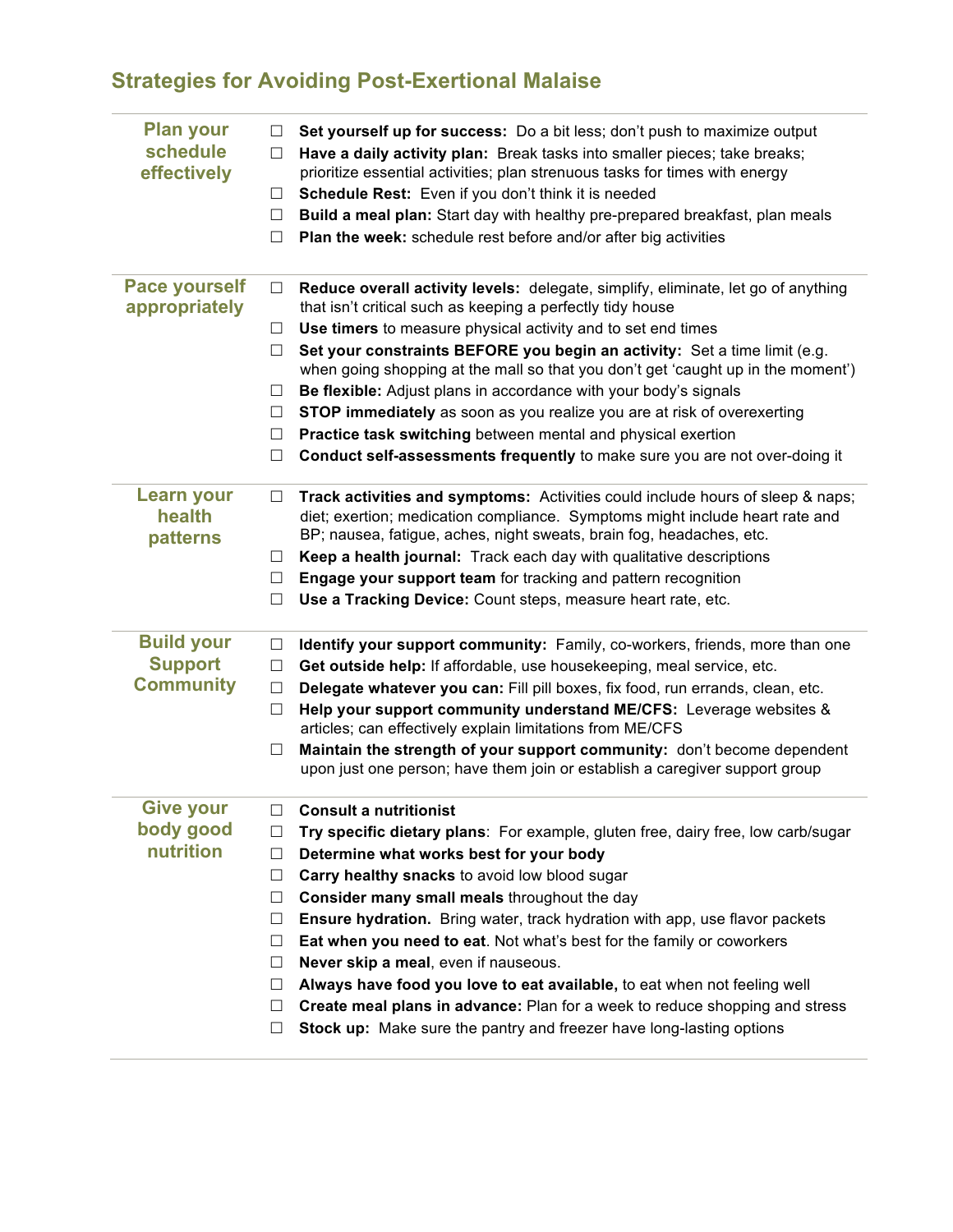## Strategies for Avoiding Post-Exertional Malaise

### Plan your schedule effectively

- ☐ **Set yourself up for success:** Do a bit less; don't push to maximize output
- ☐ **Have a daily activity plan:** Break tasks into smaller pieces; take breaks; prioritize essential activities; plan strenuous tasks for times with energy
- ☐ **Schedule Rest:** Even if you don't think it is needed
- ☐ **Build a meal plan:** Start day with healthy pre-prepared breakfast, plan meals
- ☐ **Plan the week:** schedule rest before and/or after big activities

### Pace yourself appropriately

- ☐ **Reduce overall activity levels:** delegate, simplify, eliminate, let go of anything that isn't critical such as keeping a perfectly tidy house
- ☐ **Use timers** to measure physical activity and to set end times
- ☐ **Set your constraints BEFORE you begin an activity:** Set a time limit (e.g. when going shopping at the mall so that you don't get 'caught up in the moment')
- ☐ **Be flexible:** Adjust plans in accordance with your body's signals
- ☐ **STOP immediately** as soon as you realize you are at risk of overexerting
- ☐ **Practice task switching** between mental and physical exertion
- ☐ **Conduct self-assessments frequently** to make sure you are not over-doing it

### Learn your health patterns

- ☐ **Track activities and symptoms:** Activities could include hours of sleep & naps; diet; exertion; medication compliance. Symptoms might include heart rate and BP; nausea, fatigue, aches, night sweats, brain fog, headaches, etc.
- ☐ **Keep a health journal:** Track each day with qualitative descriptions
- ☐ **Engage your support team** for tracking and pattern recognition
- ☐ **Use a Tracking Device:** Count steps, measure heart rate, etc.

### Build your Support Community

- ☐ **Identify your support community:** Family, co-workers, friends, more than one
- ☐ **Get outside help:** If affordable, use housekeeping, meal service, etc.
- ☐ **Delegate whatever you can:** Fill pill boxes, fix food, run errands, clean, etc.
- ☐ **Help your support community understand ME/CFS:** Leverage websites & articles; can effectively explain limitations from ME/CFS
- ☐ **Maintain the strength of your support community:** don't become dependent upon just one person; have them join or establish a caregiver support group

### Give your body good nutrition

- ☐ **Consult a nutritionist**
- ☐ **Try specific dietary plans**: For example, gluten free, dairy free, low carb/sugar
- ☐ **Determine what works best for your body**
- ☐ **Carry healthy snacks** to avoid low blood sugar
- ☐ **Consider many small meals** throughout the day
- ☐ **Ensure hydration.** Bring water, track hydration with app, use flavor packets
- ☐ **Eat when you need to eat**. Not what's best for the family or coworkers
- ☐ **Never skip a meal**, even if nauseous.
- ☐ **Always have food you love to eat available,** to eat when not feeling well
- ☐ **Create meal plans in advance:** Plan for a week to reduce shopping and stress
- ☐ **Stock up:** Make sure the pantry and freezer have long-lasting options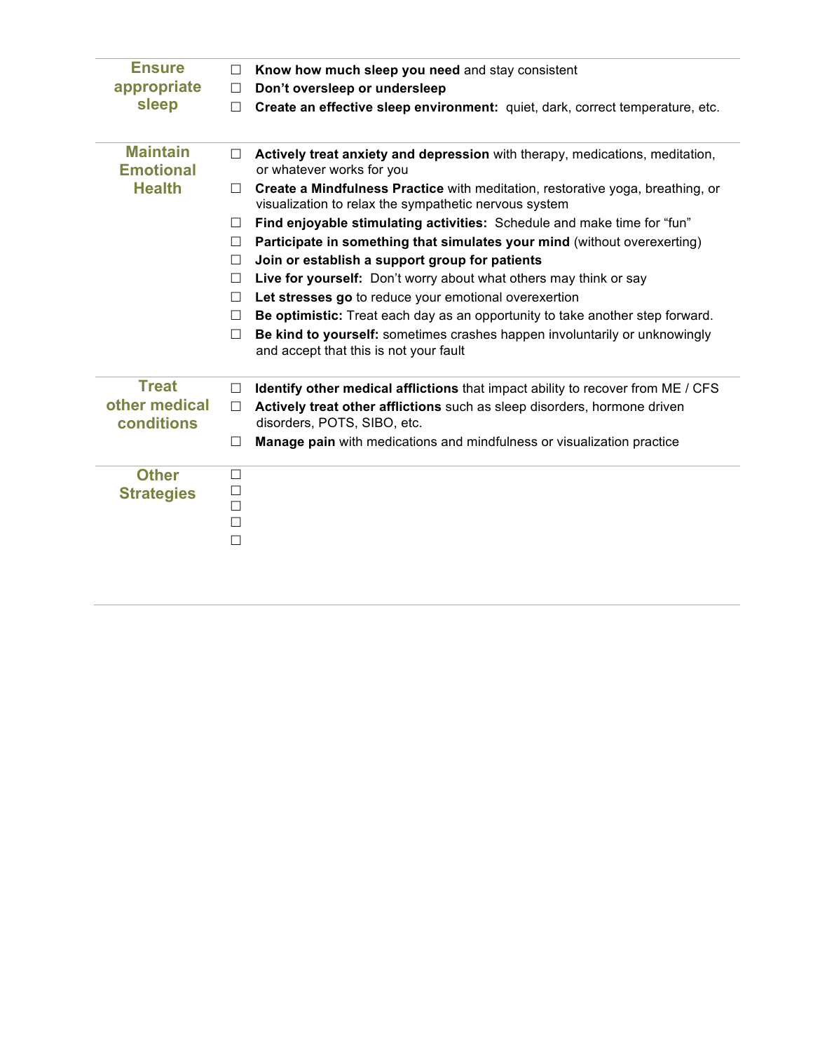| | |
|---|---|
| **Ensure appropriate sleep** | ☐ **Know how much sleep you need** and stay consistent<br>☐ **Don't oversleep or undersleep**<br>☐ **Create an effective sleep environment:** quiet, dark, correct temperature, etc. |
| **Maintain Emotional Health** | ☐ **Actively treat anxiety and depression** with therapy, medications, meditation, or whatever works for you<br>☐ **Create a Mindfulness Practice** with meditation, restorative yoga, breathing, or visualization to relax the sympathetic nervous system<br>☐ **Find enjoyable stimulating activities:** Schedule and make time for "fun"<br>☐ **Participate in something that simulates your mind** (without overexerting)<br>☐ **Join or establish a support group for patients**<br>☐ **Live for yourself:** Don't worry about what others may think or say<br>☐ **Let stresses go** to reduce your emotional overexertion<br>☐ **Be optimistic:** Treat each day as an opportunity to take another step forward.<br>☐ **Be kind to yourself:** sometimes crashes happen involuntarily or unknowingly and accept that this is not your fault |
| **Treat other medical conditions** | ☐ **Identify other medical afflictions** that impact ability to recover from ME / CFS<br>☐ **Actively treat other afflictions** such as sleep disorders, hormone driven disorders, POTS, SIBO, etc.<br>☐ **Manage pain** with medications and mindfulness or visualization practice |
| **Other Strategies** | ☐<br>☐<br>☐<br>☐<br>☐ |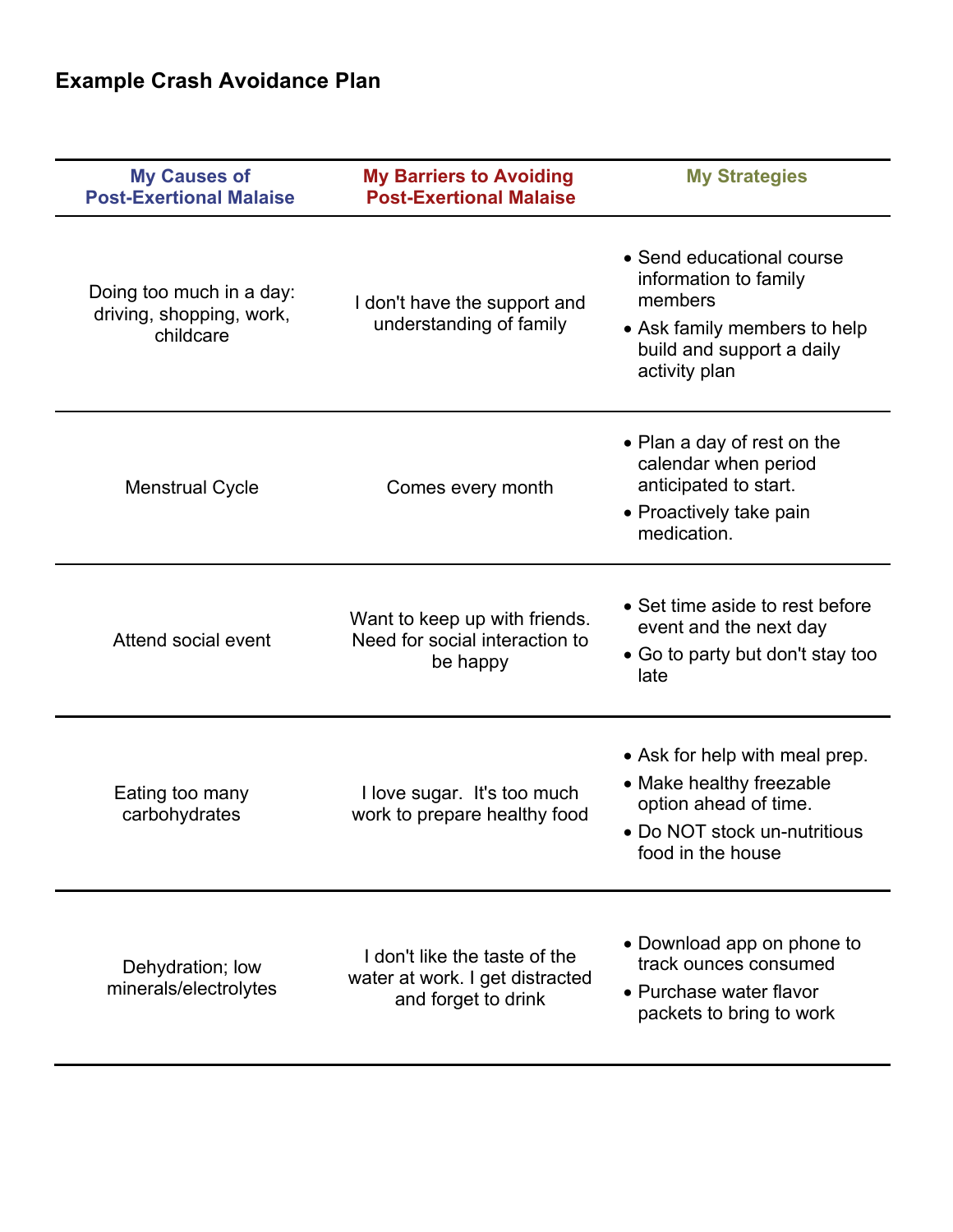## Example Crash Avoidance Plan

| My Causes of Post-Exertional Malaise | My Barriers to Avoiding Post-Exertional Malaise | My Strategies |
|---|---|---|
| Doing too much in a day: driving, shopping, work, childcare | I don't have the support and understanding of family | • Send educational course information to family members<br>• Ask family members to help build and support a daily activity plan |
| Menstrual Cycle | Comes every month | • Plan a day of rest on the calendar when period anticipated to start.<br>• Proactively take pain medication. |
| Attend social event | Want to keep up with friends. Need for social interaction to be happy | • Set time aside to rest before event and the next day<br>• Go to party but don't stay too late |
| Eating too many carbohydrates | I love sugar. It's too much work to prepare healthy food | • Ask for help with meal prep.<br>• Make healthy freezable option ahead of time.<br>• Do NOT stock un-nutritious food in the house |
| Dehydration; low minerals/electrolytes | I don't like the taste of the water at work. I get distracted and forget to drink | • Download app on phone to track ounces consumed<br>• Purchase water flavor packets to bring to work |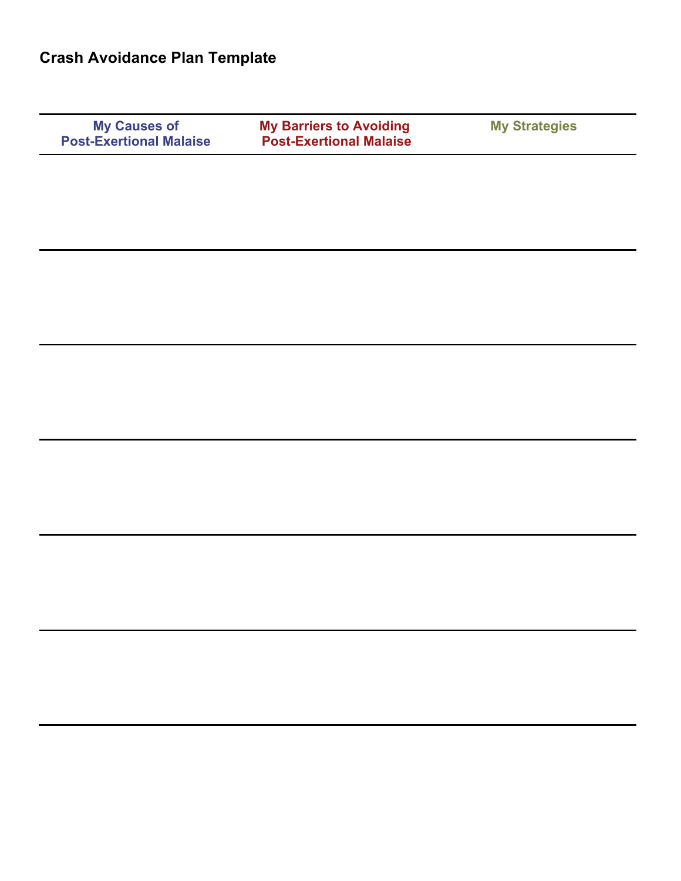# Crash Avoidance Plan Template

| My Causes of Post-Exertional Malaise | My Barriers to Avoiding Post-Exertional Malaise | My Strategies |
|---|---|---|
| | | |
| | | |
| | | |
| | | |
| | | |
| | | |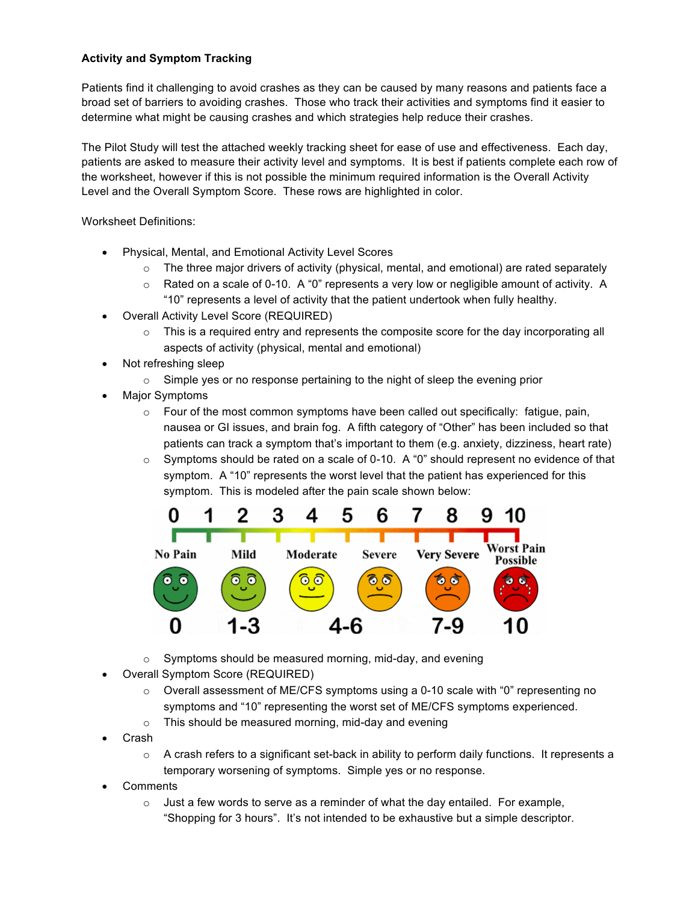**Activity and Symptom Tracking**

Patients find it challenging to avoid crashes as they can be caused by many reasons and patients face a broad set of barriers to avoiding crashes. Those who track their activities and symptoms find it easier to determine what might be causing crashes and which strategies help reduce their crashes.

The Pilot Study will test the attached weekly tracking sheet for ease of use and effectiveness. Each day, patients are asked to measure their activity level and symptoms. It is best if patients complete each row of the worksheet, however if this is not possible the minimum required information is the Overall Activity Level and the Overall Symptom Score. These rows are highlighted in color.

Worksheet Definitions:

- Physical, Mental, and Emotional Activity Level Scores
    - The three major drivers of activity (physical, mental, and emotional) are rated separately
    - Rated on a scale of 0-10. A "0" represents a very low or negligible amount of activity. A "10" represents a level of activity that the patient undertook when fully healthy.
- Overall Activity Level Score (REQUIRED)
    - This is a required entry and represents the composite score for the day incorporating all aspects of activity (physical, mental and emotional)
- Not refreshing sleep
    - Simple yes or no response pertaining to the night of sleep the evening prior
- Major Symptoms
    - Four of the most common symptoms have been called out specifically: fatigue, pain, nausea or GI issues, and brain fog. A fifth category of "Other" has been included so that patients can track a symptom that's important to them (e.g. anxiety, dizziness, heart rate)
    - Symptoms should be rated on a scale of 0-10. A "0" should represent no evidence of that symptom. A "10" represents the worst level that the patient has experienced for this symptom. This is modeled after the pain scale shown below:

| 0 | 1-3 | 4-6 | 7-9 | 10 |
|---|---|---|---|---|
| No Pain | Mild / Moderate | Severe | Very Severe | Worst Pain Possible |

    - Symptoms should be measured morning, mid-day, and evening
- Overall Symptom Score (REQUIRED)
    - Overall assessment of ME/CFS symptoms using a 0-10 scale with "0" representing no symptoms and "10" representing the worst set of ME/CFS symptoms experienced.
    - This should be measured morning, mid-day and evening
- Crash
    - A crash refers to a significant set-back in ability to perform daily functions. It represents a temporary worsening of symptoms. Simple yes or no response.
- Comments
    - Just a few words to serve as a reminder of what the day entailed. For example, "Shopping for 3 hours". It's not intended to be exhaustive but a simple descriptor.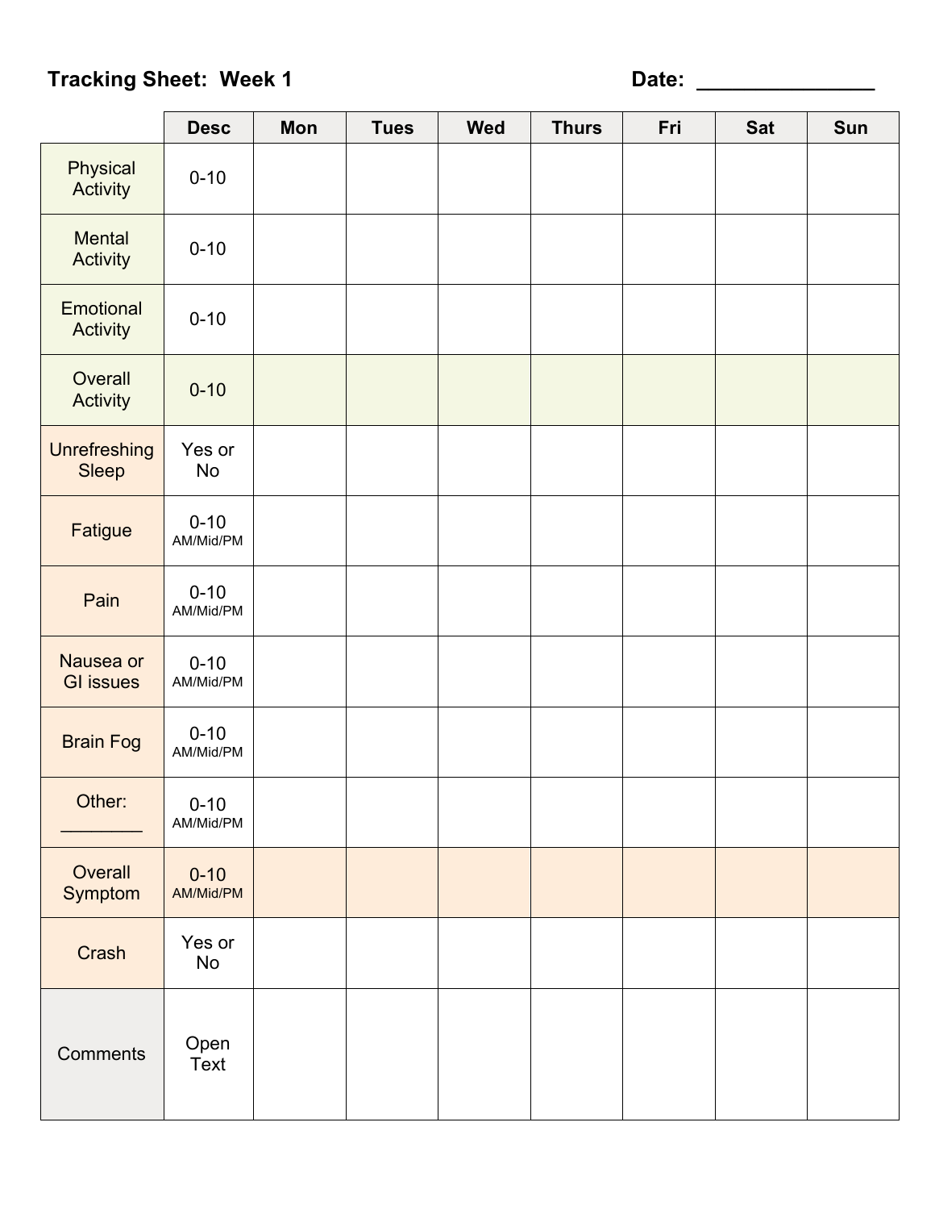**Tracking Sheet: Week 1** **Date: _______________**

| | Desc | Mon | Tues | Wed | Thurs | Fri | Sat | Sun |
|---|---|---|---|---|---|---|---|---|
| Physical Activity | 0-10 | | | | | | | |
| Mental Activity | 0-10 | | | | | | | |
| Emotional Activity | 0-10 | | | | | | | |
| Overall Activity | 0-10 | | | | | | | |
| Unrefreshing Sleep | Yes or No | | | | | | | |
| Fatigue | 0-10 AM/Mid/PM | | | | | | | |
| Pain | 0-10 AM/Mid/PM | | | | | | | |
| Nausea or GI issues | 0-10 AM/Mid/PM | | | | | | | |
| Brain Fog | 0-10 AM/Mid/PM | | | | | | | |
| Other: ________ | 0-10 AM/Mid/PM | | | | | | | |
| Overall Symptom | 0-10 AM/Mid/PM | | | | | | | |
| Crash | Yes or No | | | | | | | |
| Comments | Open Text | | | | | | | |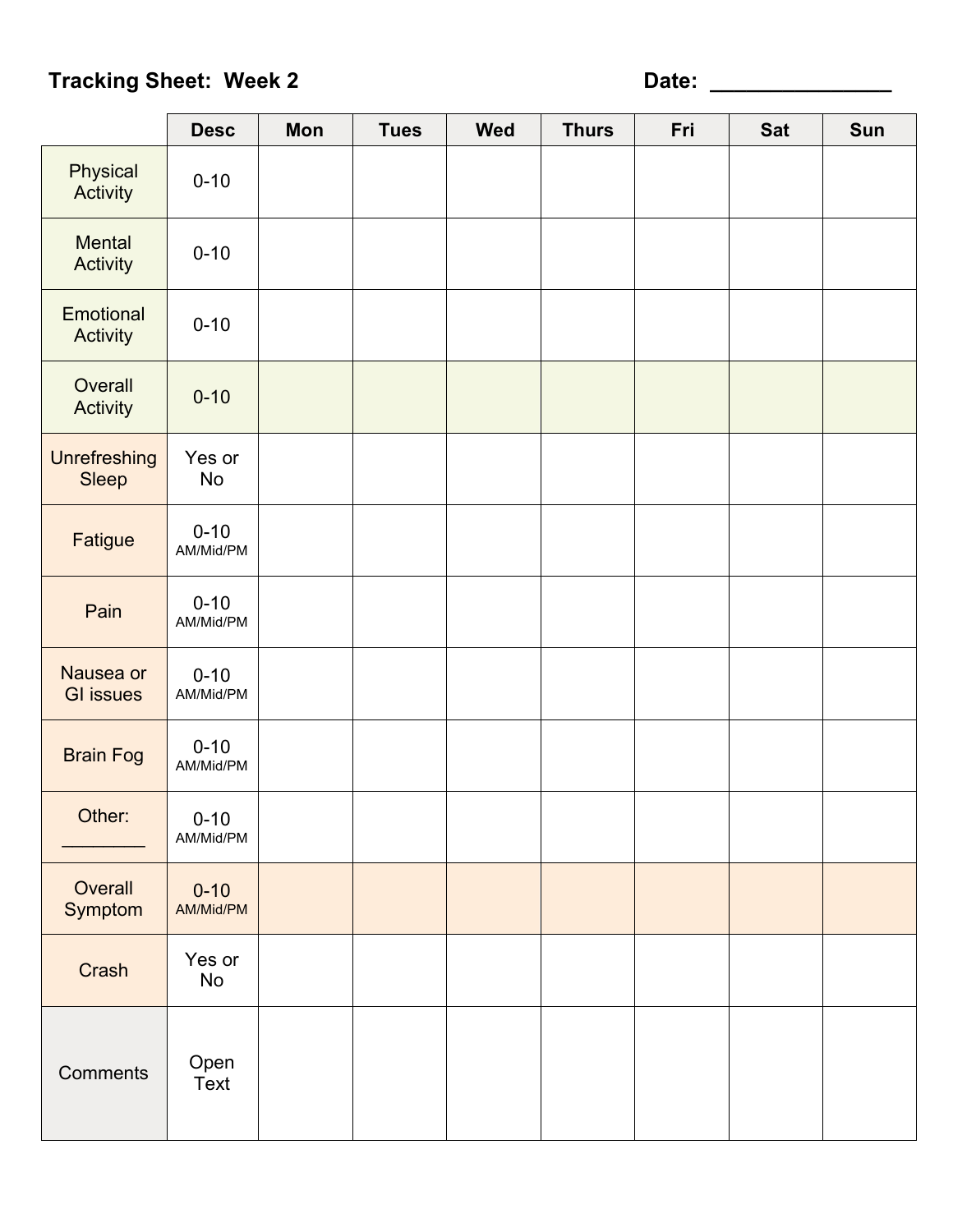**Tracking Sheet: Week 2** **Date: _______________**

| | Desc | Mon | Tues | Wed | Thurs | Fri | Sat | Sun |
|---|---|---|---|---|---|---|---|---|
| Physical Activity | 0-10 | | | | | | | |
| Mental Activity | 0-10 | | | | | | | |
| Emotional Activity | 0-10 | | | | | | | |
| Overall Activity | 0-10 | | | | | | | |
| Unrefreshing Sleep | Yes or No | | | | | | | |
| Fatigue | 0-10 AM/Mid/PM | | | | | | | |
| Pain | 0-10 AM/Mid/PM | | | | | | | |
| Nausea or GI issues | 0-10 AM/Mid/PM | | | | | | | |
| Brain Fog | 0-10 AM/Mid/PM | | | | | | | |
| Other: ________ | 0-10 AM/Mid/PM | | | | | | | |
| Overall Symptom | 0-10 AM/Mid/PM | | | | | | | |
| Crash | Yes or No | | | | | | | |
| Comments | Open Text | | | | | | | |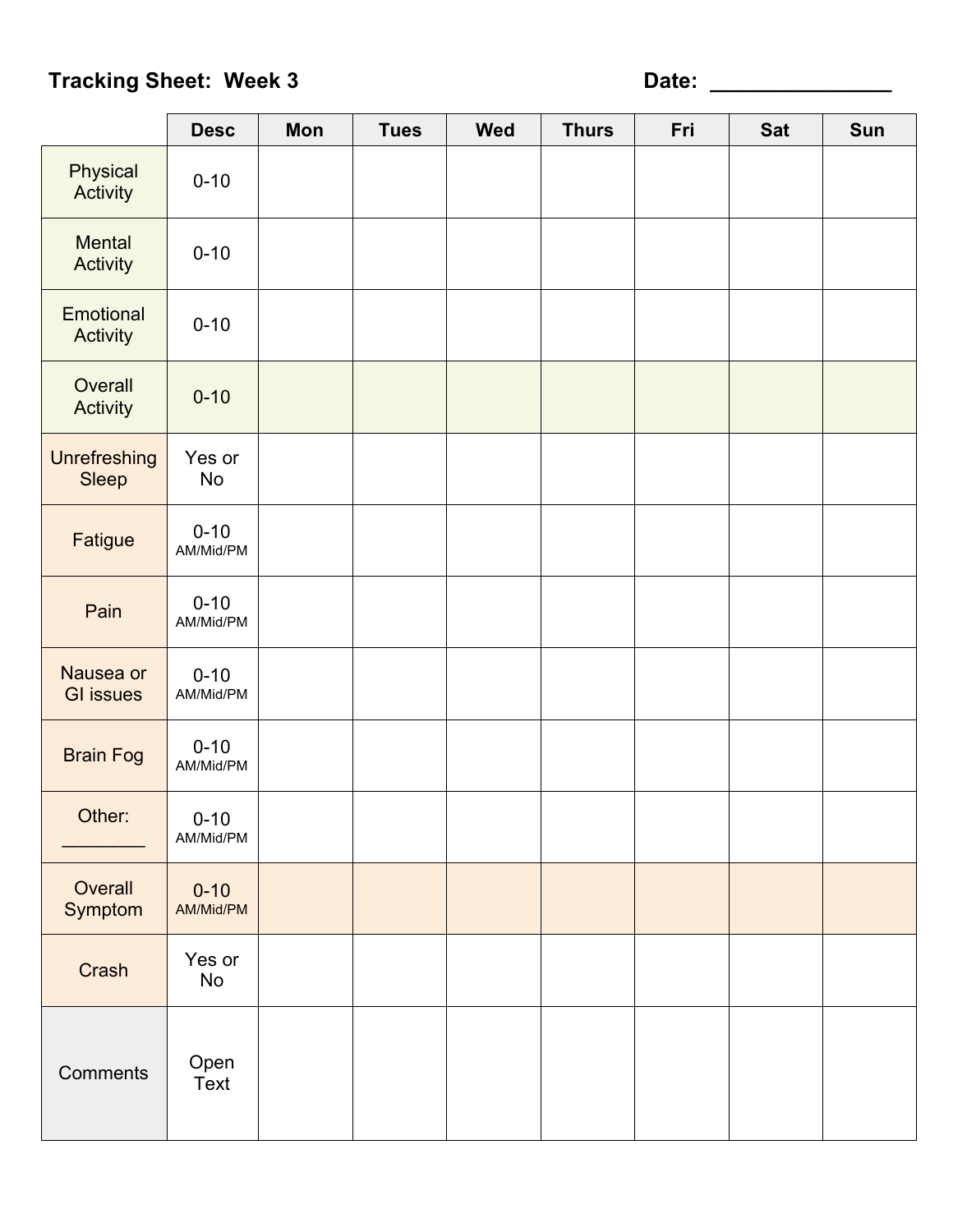**Tracking Sheet: Week 3** **Date: _______________**

| | Desc | Mon | Tues | Wed | Thurs | Fri | Sat | Sun |
|---|---|---|---|---|---|---|---|---|
| Physical Activity | 0-10 | | | | | | | |
| Mental Activity | 0-10 | | | | | | | |
| Emotional Activity | 0-10 | | | | | | | |
| Overall Activity | 0-10 | | | | | | | |
| Unrefreshing Sleep | Yes or No | | | | | | | |
| Fatigue | 0-10 AM/Mid/PM | | | | | | | |
| Pain | 0-10 AM/Mid/PM | | | | | | | |
| Nausea or GI issues | 0-10 AM/Mid/PM | | | | | | | |
| Brain Fog | 0-10 AM/Mid/PM | | | | | | | |
| Other: ________ | 0-10 AM/Mid/PM | | | | | | | |
| Overall Symptom | 0-10 AM/Mid/PM | | | | | | | |
| Crash | Yes or No | | | | | | | |
| Comments | Open Text | | | | | | | |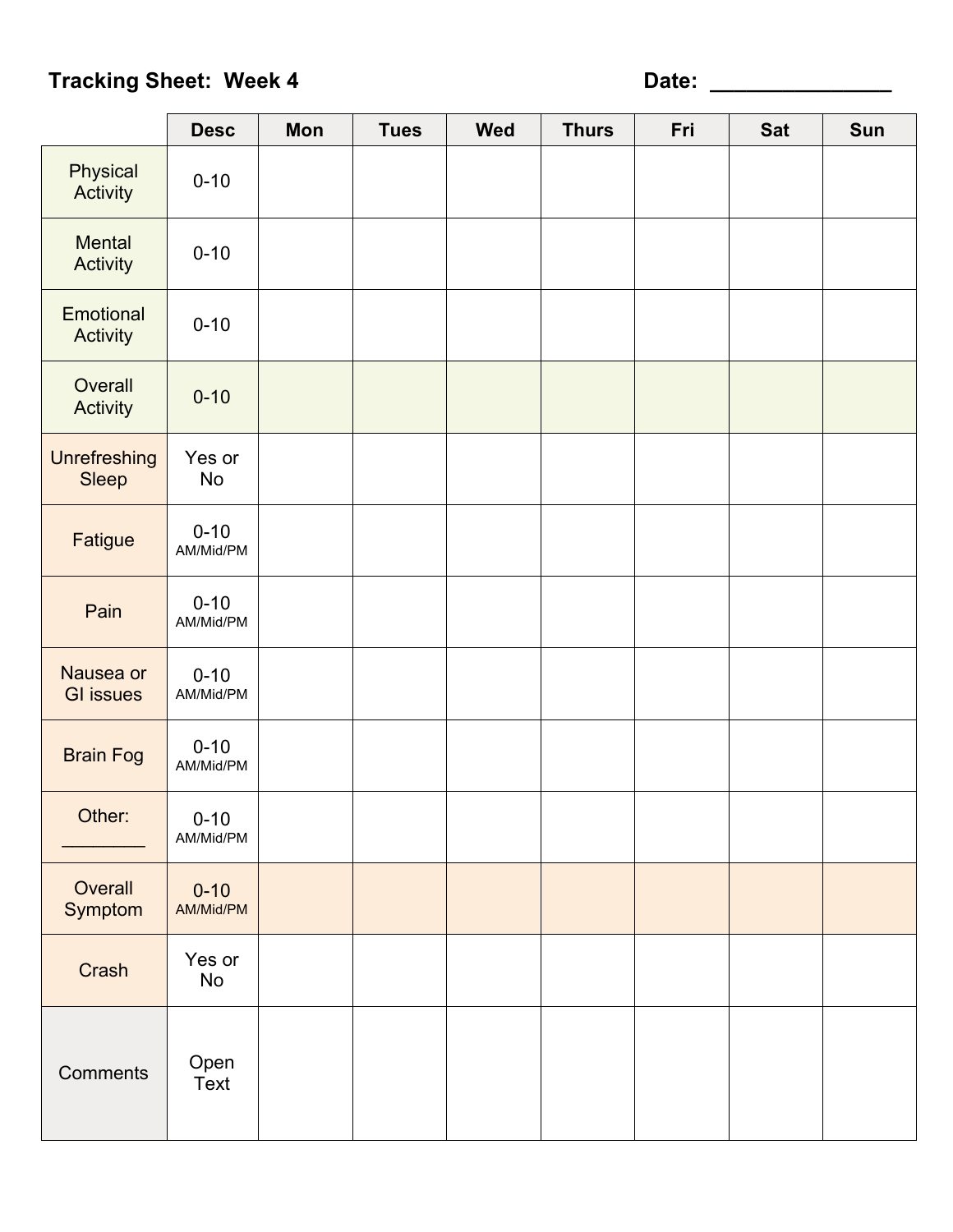**Tracking Sheet: Week 4** Date: _______________

| | Desc | Mon | Tues | Wed | Thurs | Fri | Sat | Sun |
|---|---|---|---|---|---|---|---|---|
| Physical Activity | 0-10 | | | | | | | |
| Mental Activity | 0-10 | | | | | | | |
| Emotional Activity | 0-10 | | | | | | | |
| Overall Activity | 0-10 | | | | | | | |
| Unrefreshing Sleep | Yes or No | | | | | | | |
| Fatigue | 0-10 AM/Mid/PM | | | | | | | |
| Pain | 0-10 AM/Mid/PM | | | | | | | |
| Nausea or GI issues | 0-10 AM/Mid/PM | | | | | | | |
| Brain Fog | 0-10 AM/Mid/PM | | | | | | | |
| Other: ________ | 0-10 AM/Mid/PM | | | | | | | |
| Overall Symptom | 0-10 AM/Mid/PM | | | | | | | |
| Crash | Yes or No | | | | | | | |
| Comments | Open Text | | | | | | | |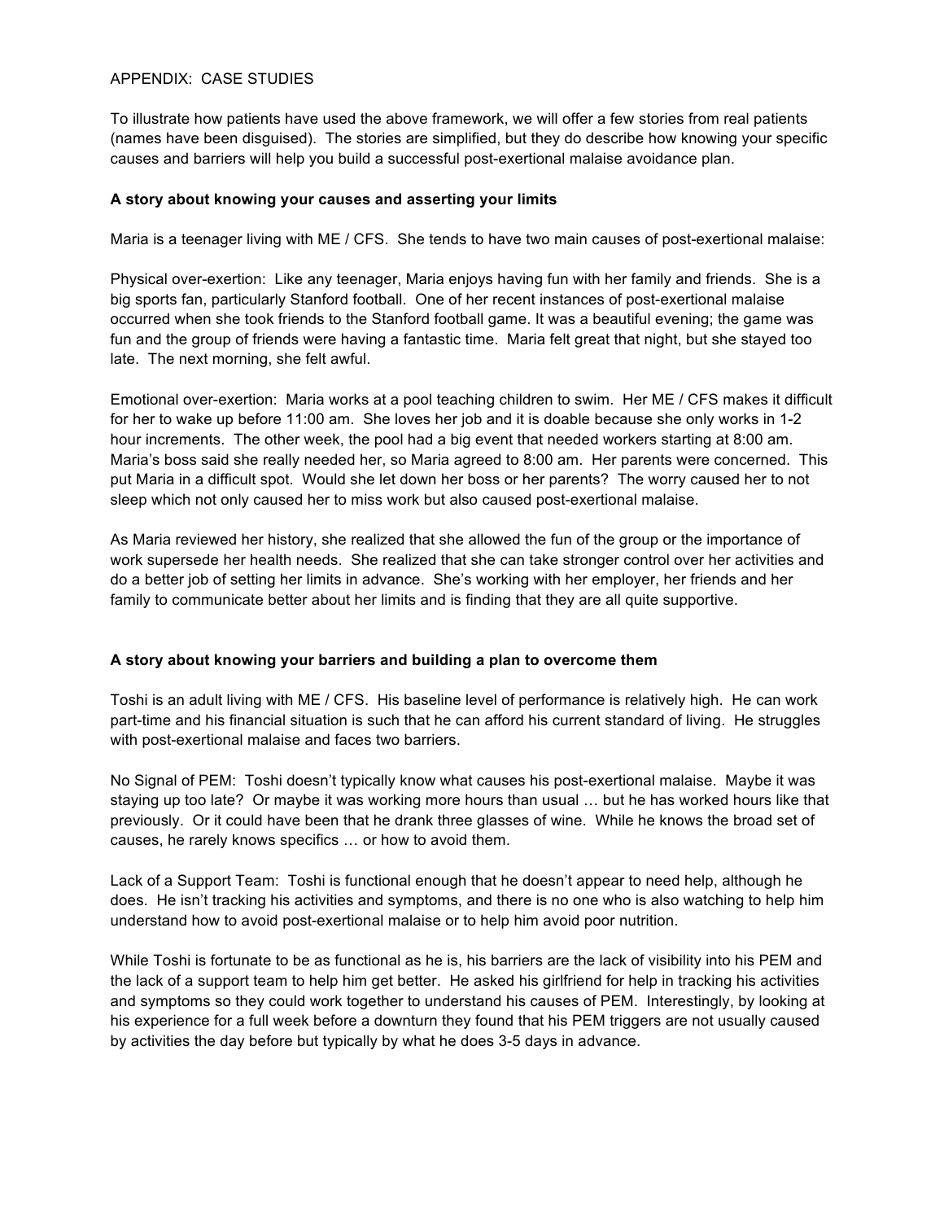APPENDIX:  CASE STUDIES

To illustrate how patients have used the above framework, we will offer a few stories from real patients (names have been disguised). The stories are simplified, but they do describe how knowing your specific causes and barriers will help you build a successful post-exertional malaise avoidance plan.

**A story about knowing your causes and asserting your limits**

Maria is a teenager living with ME / CFS. She tends to have two main causes of post-exertional malaise:

Physical over-exertion: Like any teenager, Maria enjoys having fun with her family and friends. She is a big sports fan, particularly Stanford football. One of her recent instances of post-exertional malaise occurred when she took friends to the Stanford football game. It was a beautiful evening; the game was fun and the group of friends were having a fantastic time. Maria felt great that night, but she stayed too late. The next morning, she felt awful.

Emotional over-exertion: Maria works at a pool teaching children to swim. Her ME / CFS makes it difficult for her to wake up before 11:00 am. She loves her job and it is doable because she only works in 1-2 hour increments. The other week, the pool had a big event that needed workers starting at 8:00 am. Maria's boss said she really needed her, so Maria agreed to 8:00 am. Her parents were concerned. This put Maria in a difficult spot. Would she let down her boss or her parents? The worry caused her to not sleep which not only caused her to miss work but also caused post-exertional malaise.

As Maria reviewed her history, she realized that she allowed the fun of the group or the importance of work supersede her health needs. She realized that she can take stronger control over her activities and do a better job of setting her limits in advance. She's working with her employer, her friends and her family to communicate better about her limits and is finding that they are all quite supportive.

**A story about knowing your barriers and building a plan to overcome them**

Toshi is an adult living with ME / CFS. His baseline level of performance is relatively high. He can work part-time and his financial situation is such that he can afford his current standard of living. He struggles with post-exertional malaise and faces two barriers.

No Signal of PEM: Toshi doesn't typically know what causes his post-exertional malaise. Maybe it was staying up too late? Or maybe it was working more hours than usual … but he has worked hours like that previously. Or it could have been that he drank three glasses of wine. While he knows the broad set of causes, he rarely knows specifics … or how to avoid them.

Lack of a Support Team: Toshi is functional enough that he doesn't appear to need help, although he does. He isn't tracking his activities and symptoms, and there is no one who is also watching to help him understand how to avoid post-exertional malaise or to help him avoid poor nutrition.

While Toshi is fortunate to be as functional as he is, his barriers are the lack of visibility into his PEM and the lack of a support team to help him get better. He asked his girlfriend for help in tracking his activities and symptoms so they could work together to understand his causes of PEM. Interestingly, by looking at his experience for a full week before a downturn they found that his PEM triggers are not usually caused by activities the day before but typically by what he does 3-5 days in advance.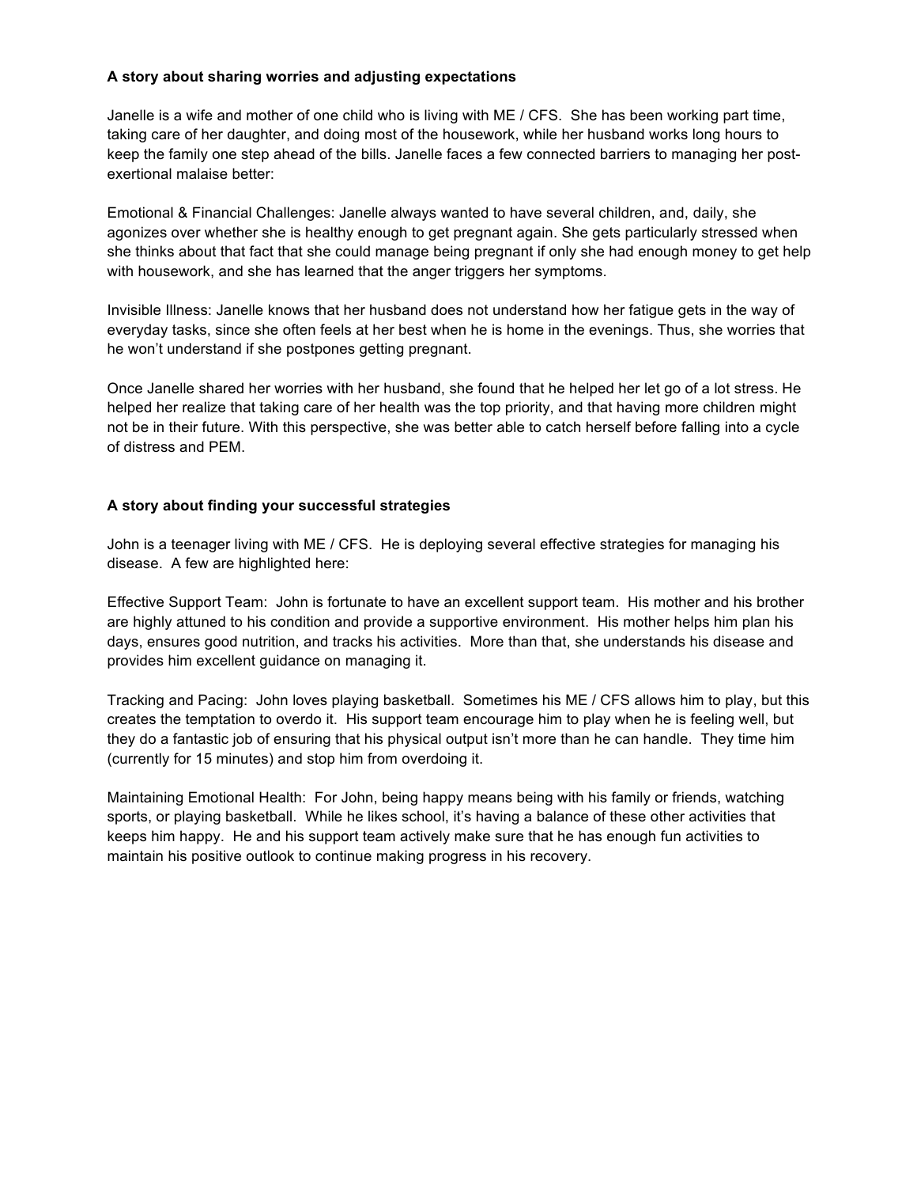**A story about sharing worries and adjusting expectations**

Janelle is a wife and mother of one child who is living with ME / CFS. She has been working part time, taking care of her daughter, and doing most of the housework, while her husband works long hours to keep the family one step ahead of the bills. Janelle faces a few connected barriers to managing her post-exertional malaise better:

Emotional & Financial Challenges: Janelle always wanted to have several children, and, daily, she agonizes over whether she is healthy enough to get pregnant again. She gets particularly stressed when she thinks about that fact that she could manage being pregnant if only she had enough money to get help with housework, and she has learned that the anger triggers her symptoms.

Invisible Illness: Janelle knows that her husband does not understand how her fatigue gets in the way of everyday tasks, since she often feels at her best when he is home in the evenings. Thus, she worries that he won't understand if she postpones getting pregnant.

Once Janelle shared her worries with her husband, she found that he helped her let go of a lot stress. He helped her realize that taking care of her health was the top priority, and that having more children might not be in their future. With this perspective, she was better able to catch herself before falling into a cycle of distress and PEM.

**A story about finding your successful strategies**

John is a teenager living with ME / CFS. He is deploying several effective strategies for managing his disease. A few are highlighted here:

Effective Support Team: John is fortunate to have an excellent support team. His mother and his brother are highly attuned to his condition and provide a supportive environment. His mother helps him plan his days, ensures good nutrition, and tracks his activities. More than that, she understands his disease and provides him excellent guidance on managing it.

Tracking and Pacing: John loves playing basketball. Sometimes his ME / CFS allows him to play, but this creates the temptation to overdo it. His support team encourage him to play when he is feeling well, but they do a fantastic job of ensuring that his physical output isn't more than he can handle. They time him (currently for 15 minutes) and stop him from overdoing it.

Maintaining Emotional Health: For John, being happy means being with his family or friends, watching sports, or playing basketball. While he likes school, it's having a balance of these other activities that keeps him happy. He and his support team actively make sure that he has enough fun activities to maintain his positive outlook to continue making progress in his recovery.